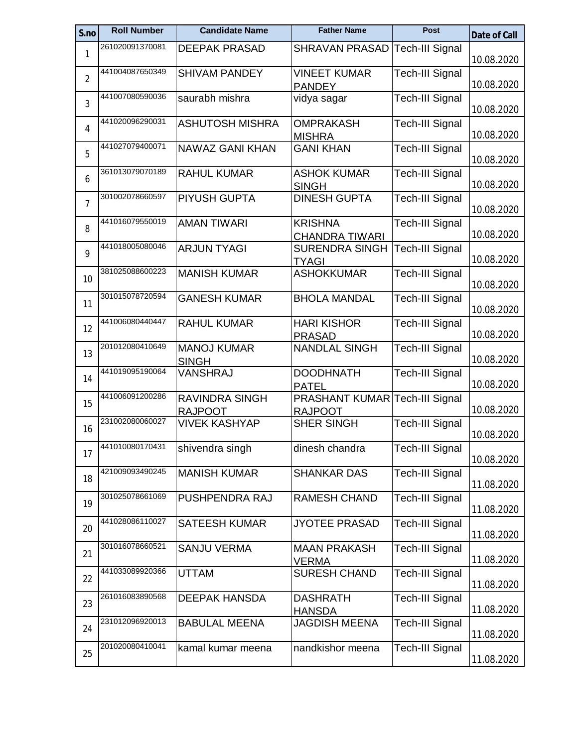| S.no | Roll Number | Candidate Name | Father Name | Post | Date of Call |
|---|---|---|---|---|---|
| 1 | 261020091370081 | DEEPAK PRASAD | SHRAVAN PRASAD | Tech-III Signal | 10.08.2020 |
| 2 | 441004087650349 | SHIVAM PANDEY | VINEET KUMAR PANDEY | Tech-III Signal | 10.08.2020 |
| 3 | 441007080590036 | saurabh mishra | vidya sagar | Tech-III Signal | 10.08.2020 |
| 4 | 441020096290031 | ASHUTOSH MISHRA | OMPRAKASH MISHRA | Tech-III Signal | 10.08.2020 |
| 5 | 441027079400071 | NAWAZ GANI KHAN | GANI KHAN | Tech-III Signal | 10.08.2020 |
| 6 | 361013079070189 | RAHUL KUMAR | ASHOK KUMAR SINGH | Tech-III Signal | 10.08.2020 |
| 7 | 301002078660597 | PIYUSH GUPTA | DINESH GUPTA | Tech-III Signal | 10.08.2020 |
| 8 | 441016079550019 | AMAN TIWARI | KRISHNA CHANDRA TIWARI | Tech-III Signal | 10.08.2020 |
| 9 | 441018005080046 | ARJUN TYAGI | SURENDRA SINGH TYAGI | Tech-III Signal | 10.08.2020 |
| 10 | 381025088600223 | MANISH KUMAR | ASHOKKUMAR | Tech-III Signal | 10.08.2020 |
| 11 | 301015078720594 | GANESH KUMAR | BHOLA MANDAL | Tech-III Signal | 10.08.2020 |
| 12 | 441006080440447 | RAHUL KUMAR | HARI KISHOR PRASAD | Tech-III Signal | 10.08.2020 |
| 13 | 201012080410649 | MANOJ KUMAR SINGH | NANDLAL SINGH | Tech-III Signal | 10.08.2020 |
| 14 | 441019095190064 | VANSHRAJ | DOODHNATH PATEL | Tech-III Signal | 10.08.2020 |
| 15 | 441006091200286 | RAVINDRA SINGH RAJPOOT | PRASHANT KUMAR RAJPOOT | Tech-III Signal | 10.08.2020 |
| 16 | 231002080060027 | VIVEK KASHYAP | SHER SINGH | Tech-III Signal | 10.08.2020 |
| 17 | 441010080170431 | shivendra singh | dinesh chandra | Tech-III Signal | 10.08.2020 |
| 18 | 421009093490245 | MANISH KUMAR | SHANKAR DAS | Tech-III Signal | 11.08.2020 |
| 19 | 301025078661069 | PUSHPENDRA RAJ | RAMESH CHAND | Tech-III Signal | 11.08.2020 |
| 20 | 441028086110027 | SATEESH KUMAR | JYOTEE PRASAD | Tech-III Signal | 11.08.2020 |
| 21 | 301016078660521 | SANJU VERMA | MAAN PRAKASH VERMA | Tech-III Signal | 11.08.2020 |
| 22 | 441033089920366 | UTTAM | SURESH CHAND | Tech-III Signal | 11.08.2020 |
| 23 | 261016083890568 | DEEPAK HANSDA | DASHRATH HANSDA | Tech-III Signal | 11.08.2020 |
| 24 | 231012096920013 | BABULAL MEENA | JAGDISH MEENA | Tech-III Signal | 11.08.2020 |
| 25 | 201020080410041 | kamal kumar meena | nandkishor meena | Tech-III Signal | 11.08.2020 |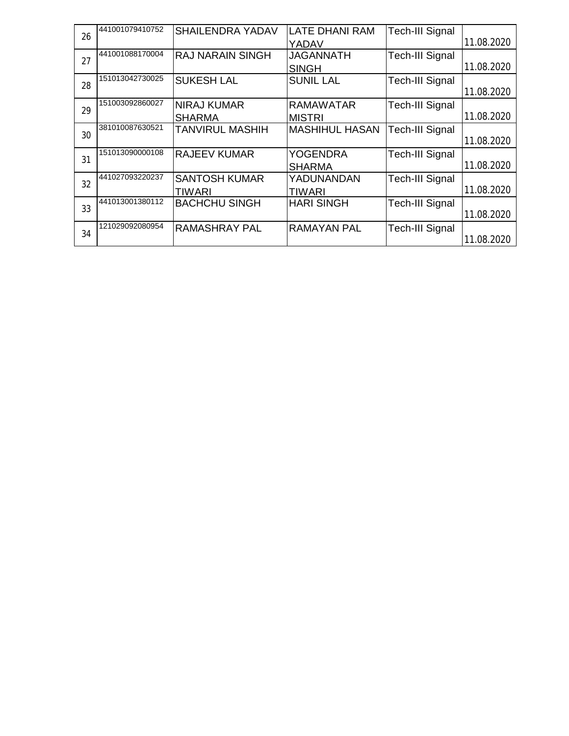| | | | | | |
|---|---|---|---|---|---|
| 26 | 441001079410752 | SHAILENDRA YADAV | LATE DHANI RAM YADAV | Tech-III Signal | 11.08.2020 |
| 27 | 441001088170004 | RAJ NARAIN SINGH | JAGANNATH SINGH | Tech-III Signal | 11.08.2020 |
| 28 | 151013042730025 | SUKESH LAL | SUNIL LAL | Tech-III Signal | 11.08.2020 |
| 29 | 151003092860027 | NIRAJ KUMAR SHARMA | RAMAWATAR MISTRI | Tech-III Signal | 11.08.2020 |
| 30 | 381010087630521 | TANVIRUL MASHIH | MASHIHUL HASAN | Tech-III Signal | 11.08.2020 |
| 31 | 151013090000108 | RAJEEV KUMAR | YOGENDRA SHARMA | Tech-III Signal | 11.08.2020 |
| 32 | 441027093220237 | SANTOSH KUMAR TIWARI | YADUNANDAN TIWARI | Tech-III Signal | 11.08.2020 |
| 33 | 441013001380112 | BACHCHU SINGH | HARI SINGH | Tech-III Signal | 11.08.2020 |
| 34 | 121029092080954 | RAMASHRAY PAL | RAMAYAN PAL | Tech-III Signal | 11.08.2020 |